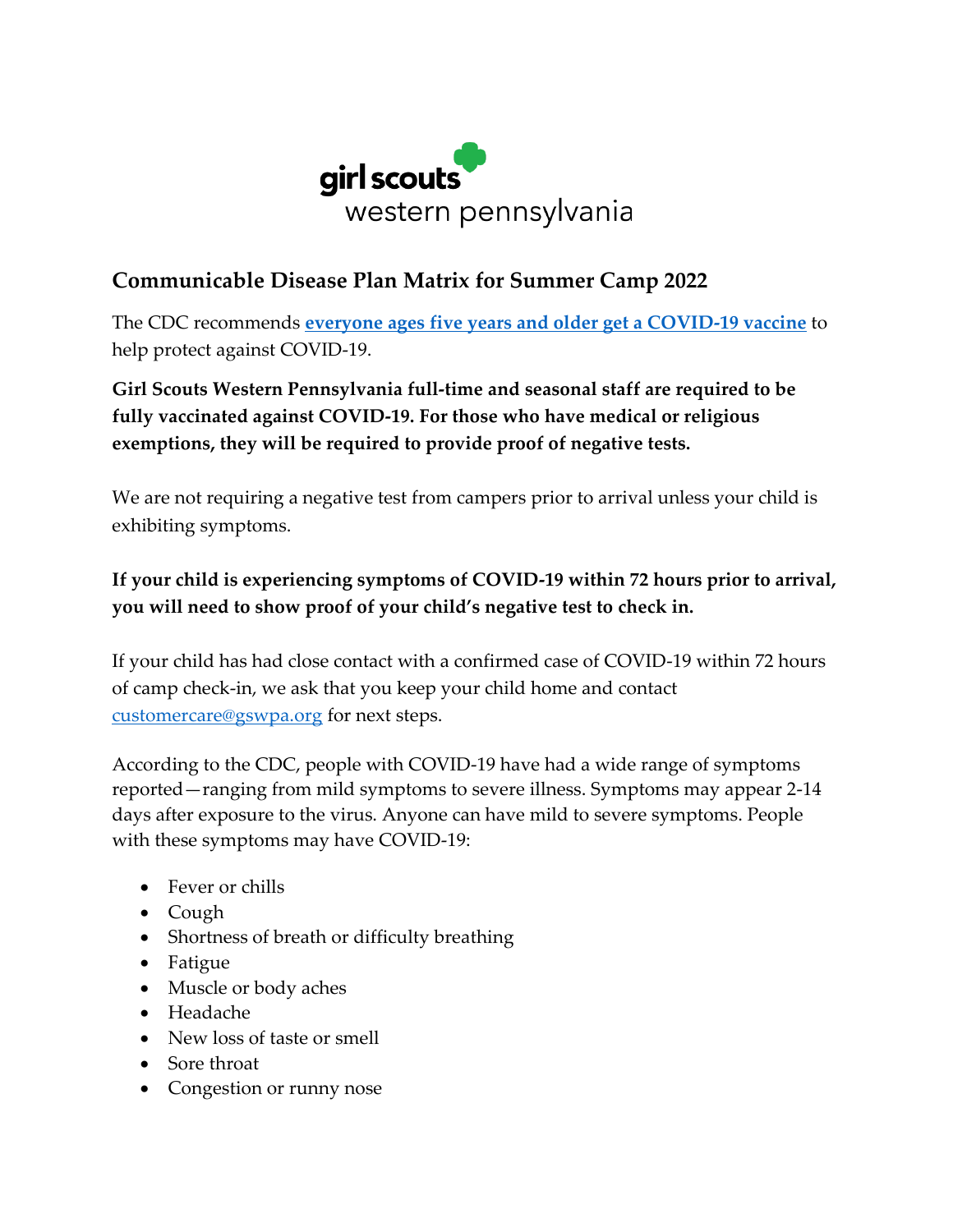girl scouts
western pennsylvania

## Communicable Disease Plan Matrix for Summer Camp 2022

The CDC recommends **everyone ages five years and older get a COVID-19 vaccine** to help protect against COVID-19.

**Girl Scouts Western Pennsylvania full-time and seasonal staff are required to be fully vaccinated against COVID-19. For those who have medical or religious exemptions, they will be required to provide proof of negative tests.**

We are not requiring a negative test from campers prior to arrival unless your child is exhibiting symptoms.

**If your child is experiencing symptoms of COVID-19 within 72 hours prior to arrival, you will need to show proof of your child's negative test to check in.**

If your child has had close contact with a confirmed case of COVID-19 within 72 hours of camp check-in, we ask that you keep your child home and contact customercare@gswpa.org for next steps.

According to the CDC, people with COVID-19 have had a wide range of symptoms reported—ranging from mild symptoms to severe illness. Symptoms may appear 2-14 days after exposure to the virus. Anyone can have mild to severe symptoms. People with these symptoms may have COVID-19:

- Fever or chills
- Cough
- Shortness of breath or difficulty breathing
- Fatigue
- Muscle or body aches
- Headache
- New loss of taste or smell
- Sore throat
- Congestion or runny nose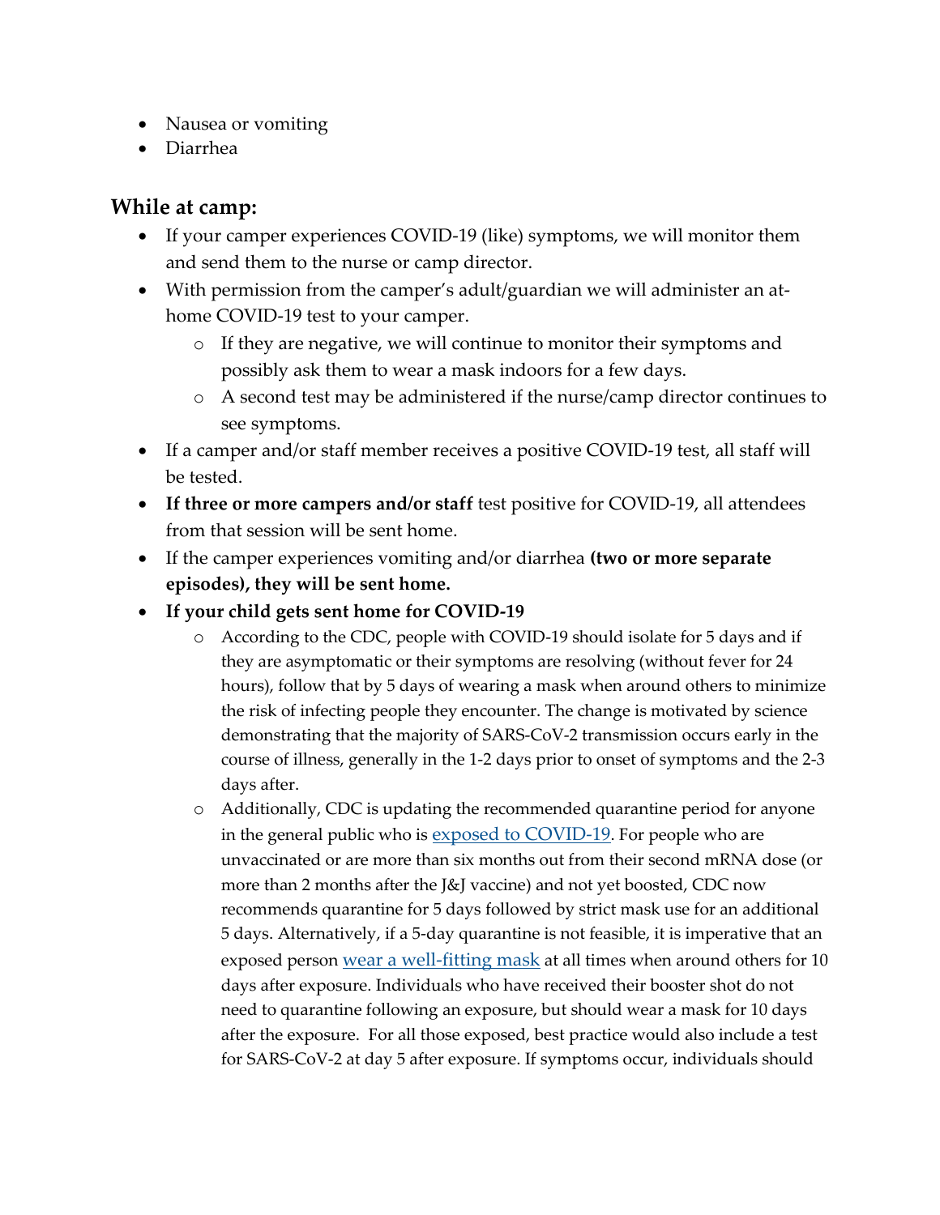- Nausea or vomiting
- Diarrhea

## While at camp:

- If your camper experiences COVID-19 (like) symptoms, we will monitor them and send them to the nurse or camp director.
- With permission from the camper's adult/guardian we will administer an at-home COVID-19 test to your camper.
  - If they are negative, we will continue to monitor their symptoms and possibly ask them to wear a mask indoors for a few days.
  - A second test may be administered if the nurse/camp director continues to see symptoms.
- If a camper and/or staff member receives a positive COVID-19 test, all staff will be tested.
- **If three or more campers and/or staff** test positive for COVID-19, all attendees from that session will be sent home.
- If the camper experiences vomiting and/or diarrhea **(two or more separate episodes), they will be sent home.**
- **If your child gets sent home for COVID-19**
  - According to the CDC, people with COVID-19 should isolate for 5 days and if they are asymptomatic or their symptoms are resolving (without fever for 24 hours), follow that by 5 days of wearing a mask when around others to minimize the risk of infecting people they encounter. The change is motivated by science demonstrating that the majority of SARS-CoV-2 transmission occurs early in the course of illness, generally in the 1-2 days prior to onset of symptoms and the 2-3 days after.
  - Additionally, CDC is updating the recommended quarantine period for anyone in the general public who is [exposed to COVID-19](). For people who are unvaccinated or are more than six months out from their second mRNA dose (or more than 2 months after the J&J vaccine) and not yet boosted, CDC now recommends quarantine for 5 days followed by strict mask use for an additional 5 days. Alternatively, if a 5-day quarantine is not feasible, it is imperative that an exposed person [wear a well-fitting mask]() at all times when around others for 10 days after exposure. Individuals who have received their booster shot do not need to quarantine following an exposure, but should wear a mask for 10 days after the exposure. For all those exposed, best practice would also include a test for SARS-CoV-2 at day 5 after exposure. If symptoms occur, individuals should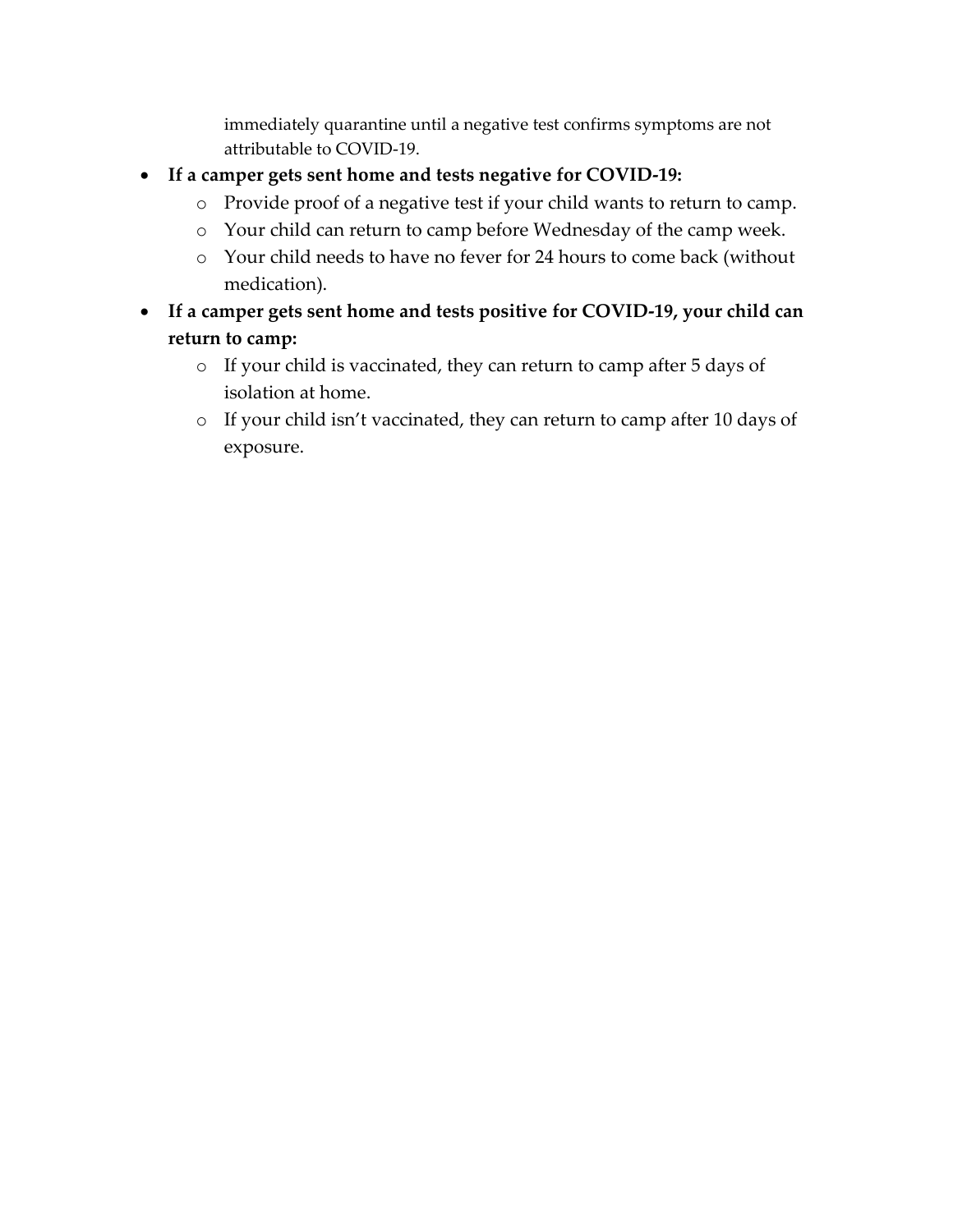immediately quarantine until a negative test confirms symptoms are not attributable to COVID-19.

- **If a camper gets sent home and tests negative for COVID-19:**
  - Provide proof of a negative test if your child wants to return to camp.
  - Your child can return to camp before Wednesday of the camp week.
  - Your child needs to have no fever for 24 hours to come back (without medication).
- **If a camper gets sent home and tests positive for COVID-19, your child can return to camp:**
  - If your child is vaccinated, they can return to camp after 5 days of isolation at home.
  - If your child isn't vaccinated, they can return to camp after 10 days of exposure.